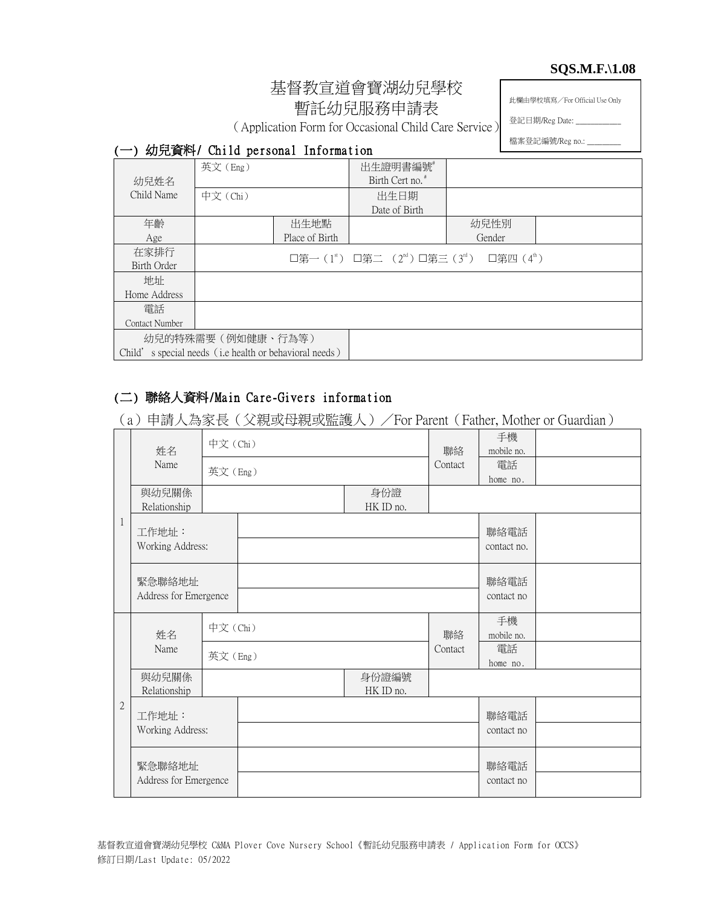**SQS.M.F.\1.08**

# 基督教宣道會寶湖幼兒學校
## 暫託幼兒服務申請表
（Application Form for Occasional Child Care Service）

| 此欄由學校填寫／For Official Use Only |
|---|
| 登記日期/Reg Date: ___________ |
| 檔案登記編號/Reg no.: ________ |

### (一) 幼兒資料/ Child personal Information

| | | | | | |
|---|---|---|---|---|---|
| 幼兒姓名 Child Name | 英文（Eng） | | 出生證明書編號# Birth Cert no.# | | |
| | 中文（Chi） | | 出生日期 Date of Birth | | |
| 年齡 Age | | 出生地點 Place of Birth | | 幼兒性別 Gender | |
| 在家排行 Birth Order | □第一（1st） □第二 （2nd）□第三（3rd） □第四（4th） | | | | |
| 地址 Home Address | | | | | |
| 電話 Contact Number | | | | | |
| 幼兒的特殊需要（例如健康、行為等） Child' s special needs（i.e health or behavioral needs） | | | | | |

### (二) 聯絡人資料/Main Care-Givers information

（a）申請人為家長（父親或母親或監護人）／For Parent（Father, Mother or Guardian）

| | | | | | | |
|---|---|---|---|---|---|---|
| 1 | 姓名 Name | 中文（Chi） | | 聯絡 Contact | 手機 mobile no. | |
| | | 英文（Eng） | | | 電話 home no. | |
| | 與幼兒關係 Relationship | | 身份證 HK ID no. | | | |
| | 工作地址： Working Address: | | | | 聯絡電話 contact no. | |
| | 緊急聯絡地址 Address for Emergence | | | | 聯絡電話 contact no | |
| 2 | 姓名 Name | 中文（Chi） | | 聯絡 Contact | 手機 mobile no. | |
| | | 英文（Eng） | | | 電話 home no. | |
| | 與幼兒關係 Relationship | | 身份證編號 HK ID no. | | | |
| | 工作地址： Working Address: | | | | 聯絡電話 contact no | |
| | 緊急聯絡地址 Address for Emergence | | | | 聯絡電話 contact no | |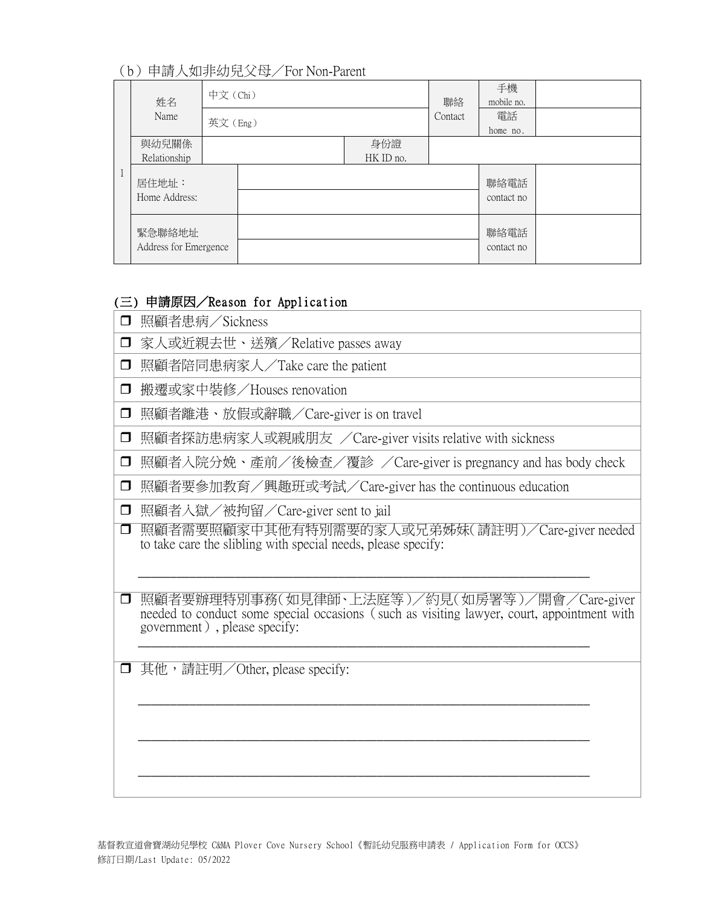（b）申請人如非幼兒父母／For Non-Parent

| | | | | | | | |
|---|---|---|---|---|---|---|---|
| 1 | 姓名<br>Name | 中文（Chi） | | | 聯絡<br>Contact | 手機<br>mobile no. | |
| | | 英文（Eng） | | | | 電話<br>home no. | |
| | 與幼兒關係<br>Relationship | | | 身份證<br>HK ID no. | | | |
| | 居住地址：<br>Home Address: | | | | | 聯絡電話<br>contact no | |
| | 緊急聯絡地址<br>Address for Emergence | | | | | 聯絡電話<br>contact no | |

## (三) 申請原因／Reason for Application

- ☐ 照顧者患病／Sickness
- ☐ 家人或近親去世、送殯／Relative passes away
- ☐ 照顧者陪同患病家人／Take care the patient
- ☐ 搬遷或家中裝修／Houses renovation
- ☐ 照顧者離港、放假或辭職／Care-giver is on travel
- ☐ 照顧者探訪患病家人或親戚朋友 ／Care-giver visits relative with sickness
- ☐ 照顧者入院分娩、產前／後檢查／覆診 ／Care-giver is pregnancy and has body check
- ☐ 照顧者要參加教育／興趣班或考試／Care-giver has the continuous education
- ☐ 照顧者入獄／被拘留／Care-giver sent to jail
- ☐ 照顧者需要照顧家中其他有特別需要的家人或兄弟姊妹(請註明)／Care-giver needed to take care the slibling with special needs, please specify:

  ______________________________________________________________________

- ☐ 照顧者要辦理特別事務(如見律師、上法庭等)／約見(如房署等)／開會／Care-giver needed to conduct some special occasions ( such as visiting lawyer, court, appointment with government) , please specify:

  ______________________________________________________________________

- ☐ 其他，請註明／Other, please specify:

  ______________________________________________________________________

  ______________________________________________________________________

  ______________________________________________________________________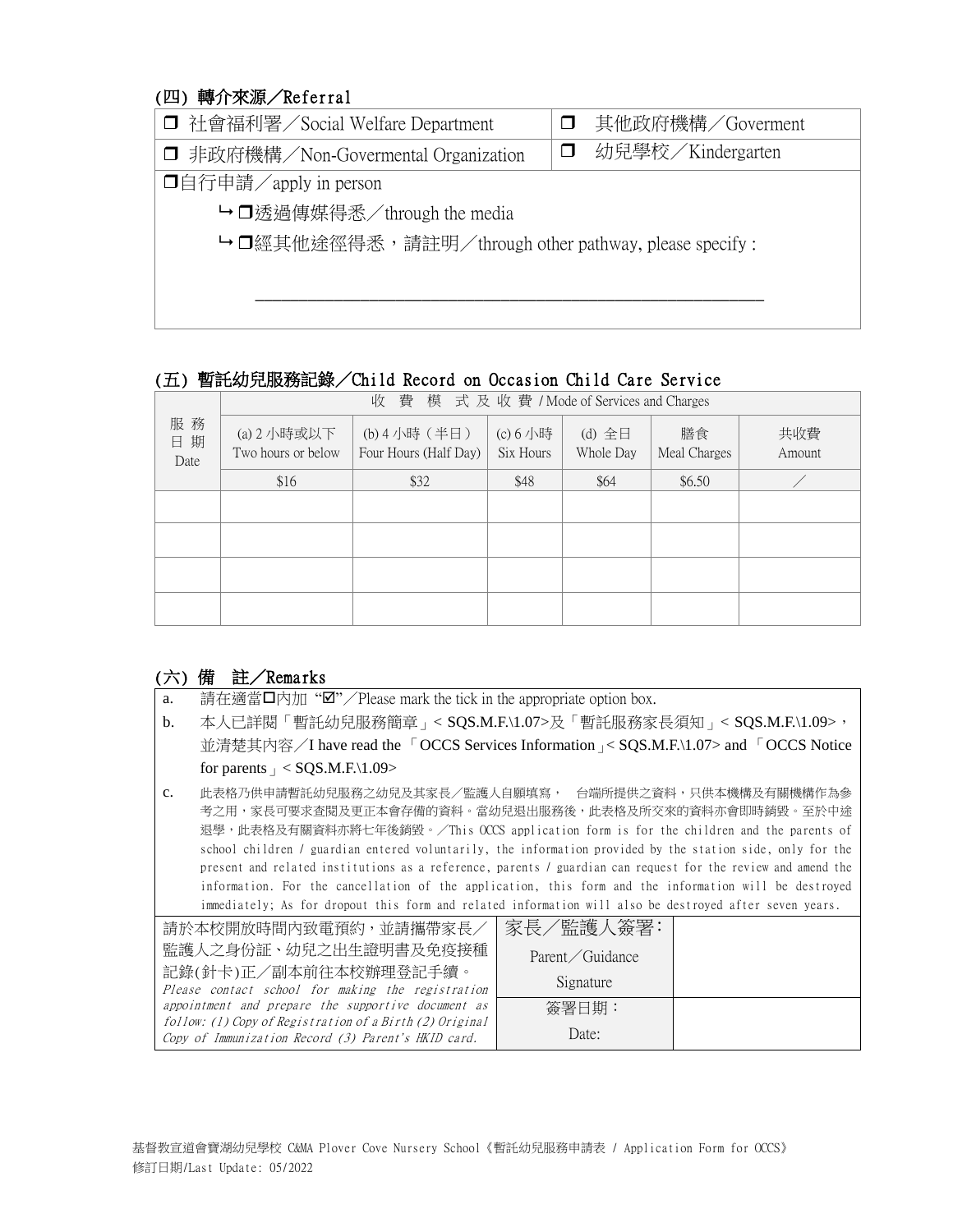## (四) 轉介來源／Referral

| | |
|---|---|
| ❒ 社會福利署／Social Welfare Department | ❒ 其他政府機構／Goverment |
| ❒ 非政府機構／Non-Govermental Organization | ❒ 幼兒學校／Kindergarten |

❒自行申請／apply in person

↳ ❒透過傳媒得悉／through the media

↳ ❒經其他途徑得悉，請註明／through other pathway, please specify :

\_\_\_\_\_\_\_\_\_\_\_\_\_\_\_\_\_\_\_\_\_\_\_\_\_\_\_\_\_\_\_\_\_\_\_\_\_\_\_\_\_\_\_\_\_\_\_\_\_\_

## (五) 暫託幼兒服務記錄／Child Record on Occasion Child Care Service

| 服務日期 Date | 收費模式及收費 / Mode of Services and Charges | | | | | |
|---|---|---|---|---|---|---|
| | (a) 2 小時或以下 Two hours or below | (b) 4 小時（半日） Four Hours (Half Day) | (c) 6 小時 Six Hours | (d) 全日 Whole Day | 膳食 Meal Charges | 共收費 Amount |
| | $16 | $32 | $48 | $64 | $6.50 | ／ |
| | | | | | | |
| | | | | | | |
| | | | | | | |
| | | | | | | |

## (六) 備　註／Remarks

a. 請在適當☐內加 "☑"／Please mark the tick in the appropriate option box.

b. 本人已詳閱「暫託幼兒服務簡章」< SQS.M.F.\1.07>及「暫託服務家長須知」< SQS.M.F.\1.09>，並清楚其內容／I have read the 「OCCS Services Information」< SQS.M.F.\1.07> and 「OCCS Notice for parents」< SQS.M.F.\1.09>

c. 此表格乃供申請暫託幼兒服務之幼兒及其家長／監護人自願填寫， 台端所提供之資料，只供本機構及有關機構作為參考之用，家長可要求查閱及更正本會存備的資料。當幼兒退出服務後，此表格及所交來的資料亦會即時銷毀。至於中途退學，此表格及有關資料亦將七年後銷毀。／This OCCS application form is for the children and the parents of school children / guardian entered voluntarily, the information provided by the station side, only for the present and related institutions as a reference, parents / guardian can request for the review and amend the information. For the cancellation of the application, this form and the information will be destroyed immediately; As for dropout this form and related information will also be destroyed after seven years.

| | | |
|---|---|---|
| 請於本校開放時間內致電預約，並請攜帶家長／監護人之身份証、幼兒之出生證明書及免疫接種記錄(針卡)正／副本前往本校辦理登記手續。 *Please contact school for making the registration appointment and prepare the supportive document as follow: (1) Copy of Registration of a Birth (2) Original Copy of Immunization Record (3) Parent's HKID card.* | 家長／監護人簽署: Parent／Guidance Signature | |
| | 簽署日期： Date: | |

基督教宣道會寶湖幼兒學校 C&MA Plover Cove Nursery School《暫託幼兒服務申請表 / Application Form for OCCS》
修訂日期/Last Update: 05/2022